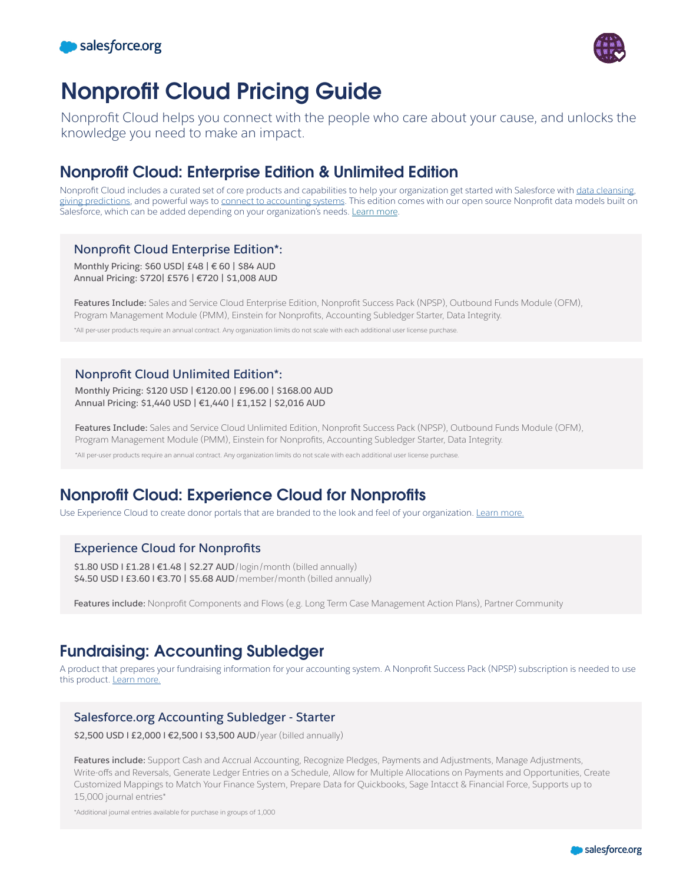# Nonprofit Cloud Pricing Guide

Nonprofit Cloud helps you connect with the people who care about your cause, and unlocks the knowledge you need to make an impact.

## Nonprofit Cloud: Enterprise Edition & Unlimited Edition

Nonprofit Cloud includes a curated set of core products and capabilities to help your organization get started with Salesforce with data cleansing, giving predictions, and powerful ways to connect to accounting systems. This edition comes with our open source Nonprofit data models built on Salesforce, which can be added depending on your organization's needs. Learn more.

### Nonprofit Cloud Enterprise Edition*:

Monthly Pricing: $60 USD| £48 | € 60 | $84 AUD
Annual Pricing: $720| £576 | €720 | $1,008 AUD

**Features Include:** Sales and Service Cloud Enterprise Edition, Nonprofit Success Pack (NPSP), Outbound Funds Module (OFM), Program Management Module (PMM), Einstein for Nonprofits, Accounting Subledger Starter, Data Integrity.

*All per-user products require an annual contract. Any organization limits do not scale with each additional user license purchase.

### Nonprofit Cloud Unlimited Edition*:

Monthly Pricing: $120 USD | €120.00 | £96.00 | $168.00 AUD
Annual Pricing: $1,440 USD | €1,440 | £1,152 | $2,016 AUD

**Features Include:** Sales and Service Cloud Unlimited Edition, Nonprofit Success Pack (NPSP), Outbound Funds Module (OFM), Program Management Module (PMM), Einstein for Nonprofits, Accounting Subledger Starter, Data Integrity.

*All per-user products require an annual contract. Any organization limits do not scale with each additional user license purchase.

## Nonprofit Cloud: Experience Cloud for Nonprofits

Use Experience Cloud to create donor portals that are branded to the look and feel of your organization. Learn more.

### Experience Cloud for Nonprofits

$1.80 USD I £1.28 I €1.48 | $2.27 AUD/login/month (billed annually)
$4.50 USD I £3.60 I €3.70 | $5.68 AUD/member/month (billed annually)

**Features include:** Nonprofit Components and Flows (e.g. Long Term Case Management Action Plans), Partner Community

## Fundraising: Accounting Subledger

A product that prepares your fundraising information for your accounting system. A Nonprofit Success Pack (NPSP) subscription is needed to use this product. Learn more.

### Salesforce.org Accounting Subledger - Starter

$2,500 USD I £2,000 I €2,500 I $3,500 AUD/year (billed annually)

**Features include:** Support Cash and Accrual Accounting, Recognize Pledges, Payments and Adjustments, Manage Adjustments, Write-offs and Reversals, Generate Ledger Entries on a Schedule, Allow for Multiple Allocations on Payments and Opportunities, Create Customized Mappings to Match Your Finance System, Prepare Data for Quickbooks, Sage Intacct & Financial Force, Supports up to 15,000 journal entries*

*Additional journal entries available for purchase in groups of 1,000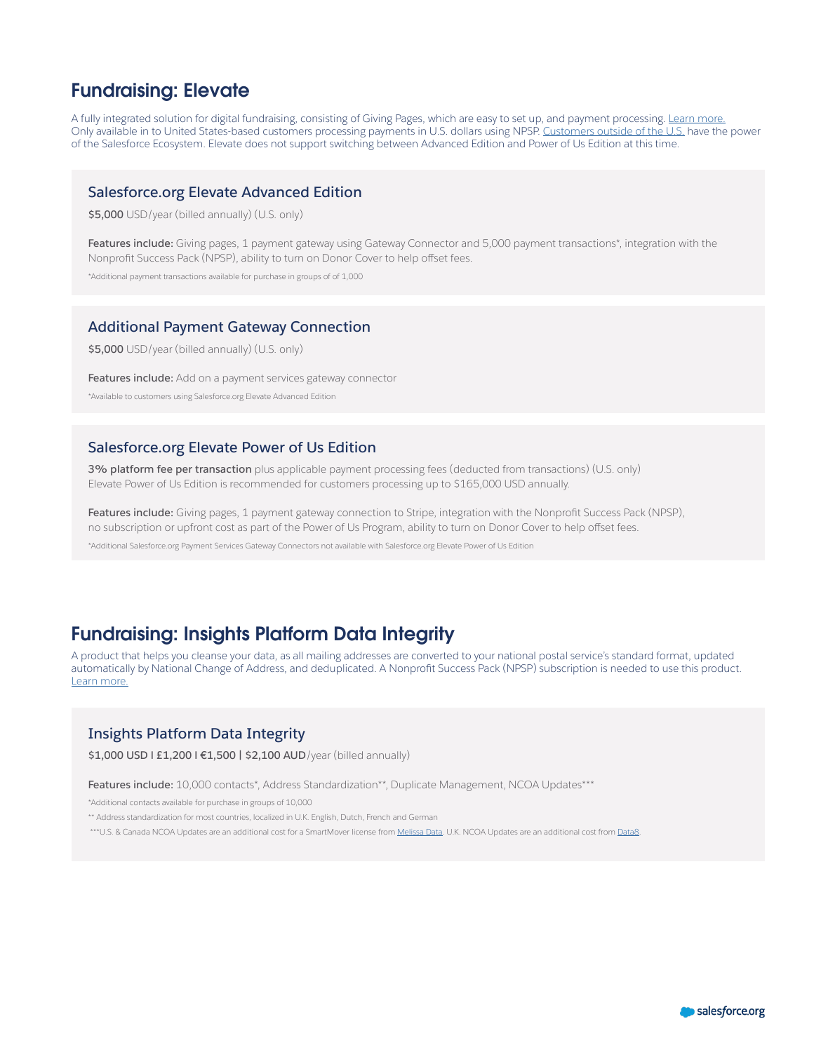# Fundraising: Elevate

A fully integrated solution for digital fundraising, consisting of Giving Pages, which are easy to set up, and payment processing. Learn more.
Only available in to United States-based customers processing payments in U.S. dollars using NPSP. Customers outside of the U.S. have the power of the Salesforce Ecosystem. Elevate does not support switching between Advanced Edition and Power of Us Edition at this time.

## Salesforce.org Elevate Advanced Edition

**$5,000** USD/year (billed annually) (U.S. only)

**Features include:** Giving pages, 1 payment gateway using Gateway Connector and 5,000 payment transactions*, integration with the Nonprofit Success Pack (NPSP), ability to turn on Donor Cover to help offset fees.

*Additional payment transactions available for purchase in groups of of 1,000

## Additional Payment Gateway Connection

**$5,000** USD/year (billed annually) (U.S. only)

**Features include:** Add on a payment services gateway connector

*Available to customers using Salesforce.org Elevate Advanced Edition

## Salesforce.org Elevate Power of Us Edition

**3% platform fee per transaction** plus applicable payment processing fees (deducted from transactions) (U.S. only)
Elevate Power of Us Edition is recommended for customers processing up to $165,000 USD annually.

**Features include:** Giving pages, 1 payment gateway connection to Stripe, integration with the Nonprofit Success Pack (NPSP), no subscription or upfront cost as part of the Power of Us Program, ability to turn on Donor Cover to help offset fees.

*Additional Salesforce.org Payment Services Gateway Connectors not available with Salesforce.org Elevate Power of Us Edition

# Fundraising: Insights Platform Data Integrity

A product that helps you cleanse your data, as all mailing addresses are converted to your national postal service's standard format, updated automatically by National Change of Address, and deduplicated. A Nonprofit Success Pack (NPSP) subscription is needed to use this product. Learn more.

## Insights Platform Data Integrity

**$1,000 USD I £1,200 I €1,500 | $2,100 AUD**/year (billed annually)

**Features include:** 10,000 contacts*, Address Standardization**, Duplicate Management, NCOA Updates***

*Additional contacts available for purchase in groups of 10,000

** Address standardization for most countries, localized in U.K. English, Dutch, French and German

***U.S. & Canada NCOA Updates are an additional cost for a SmartMover license from Melissa Data. U.K. NCOA Updates are an additional cost from Data8.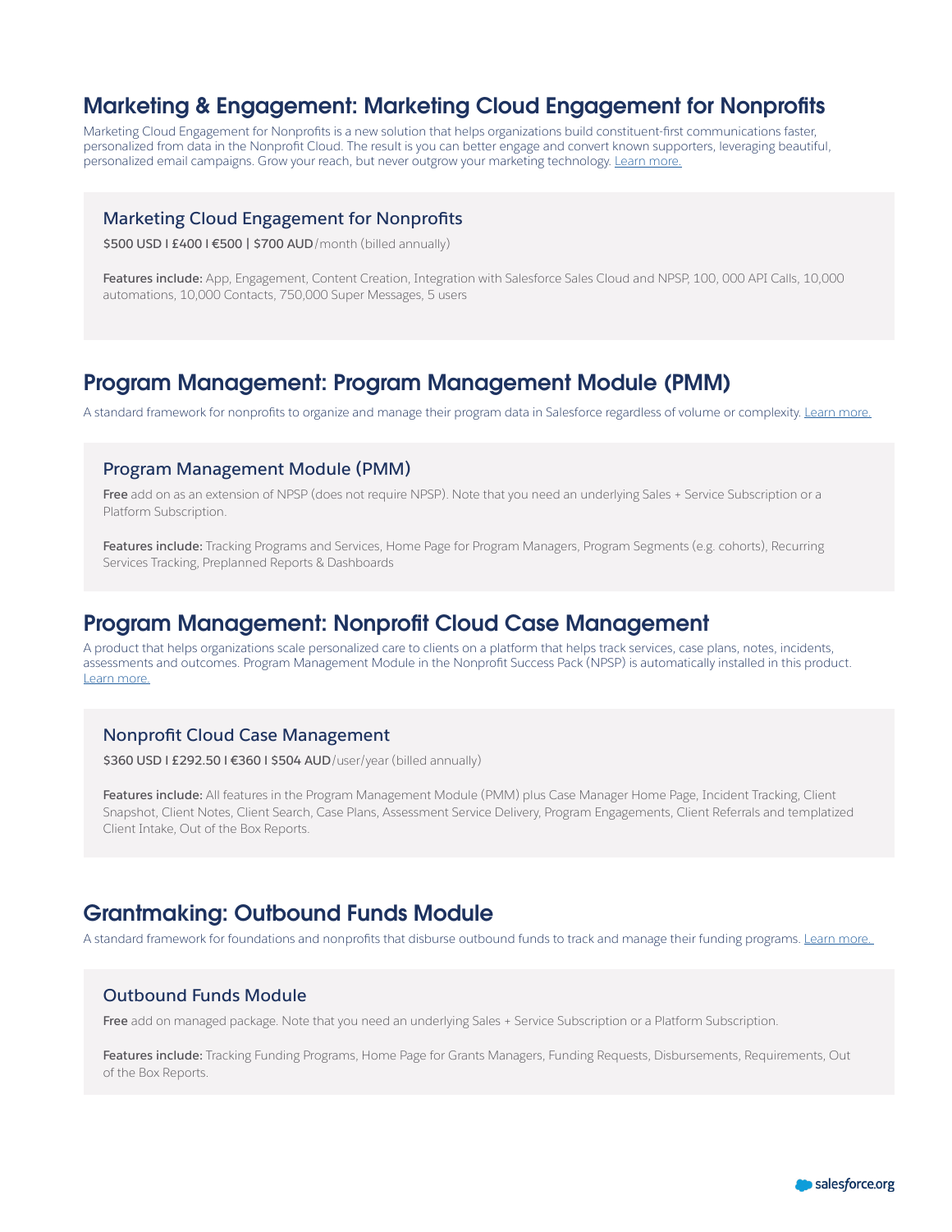## Marketing & Engagement: Marketing Cloud Engagement for Nonprofits

Marketing Cloud Engagement for Nonprofits is a new solution that helps organizations build constituent-first communications faster, personalized from data in the Nonprofit Cloud. The result is you can better engage and convert known supporters, leveraging beautiful, personalized email campaigns. Grow your reach, but never outgrow your marketing technology. Learn more.

### Marketing Cloud Engagement for Nonprofits

**$500 USD I £400 I €500 | $700 AUD**/month (billed annually)

**Features include:** App, Engagement, Content Creation, Integration with Salesforce Sales Cloud and NPSP, 100, 000 API Calls, 10,000 automations, 10,000 Contacts, 750,000 Super Messages, 5 users

## Program Management: Program Management Module (PMM)

A standard framework for nonprofits to organize and manage their program data in Salesforce regardless of volume or complexity. Learn more.

### Program Management Module (PMM)

**Free** add on as an extension of NPSP (does not require NPSP). Note that you need an underlying Sales + Service Subscription or a Platform Subscription.

**Features include:** Tracking Programs and Services, Home Page for Program Managers, Program Segments (e.g. cohorts), Recurring Services Tracking, Preplanned Reports & Dashboards

## Program Management: Nonprofit Cloud Case Management

A product that helps organizations scale personalized care to clients on a platform that helps track services, case plans, notes, incidents, assessments and outcomes. Program Management Module in the Nonprofit Success Pack (NPSP) is automatically installed in this product. Learn more.

### Nonprofit Cloud Case Management

**$360 USD I £292.50 I €360 I $504 AUD**/user/year (billed annually)

**Features include:** All features in the Program Management Module (PMM) plus Case Manager Home Page, Incident Tracking, Client Snapshot, Client Notes, Client Search, Case Plans, Assessment Service Delivery, Program Engagements, Client Referrals and templatized Client Intake, Out of the Box Reports.

## Grantmaking: Outbound Funds Module

A standard framework for foundations and nonprofits that disburse outbound funds to track and manage their funding programs. Learn more.

### Outbound Funds Module

**Free** add on managed package. Note that you need an underlying Sales + Service Subscription or a Platform Subscription.

**Features include:** Tracking Funding Programs, Home Page for Grants Managers, Funding Requests, Disbursements, Requirements, Out of the Box Reports.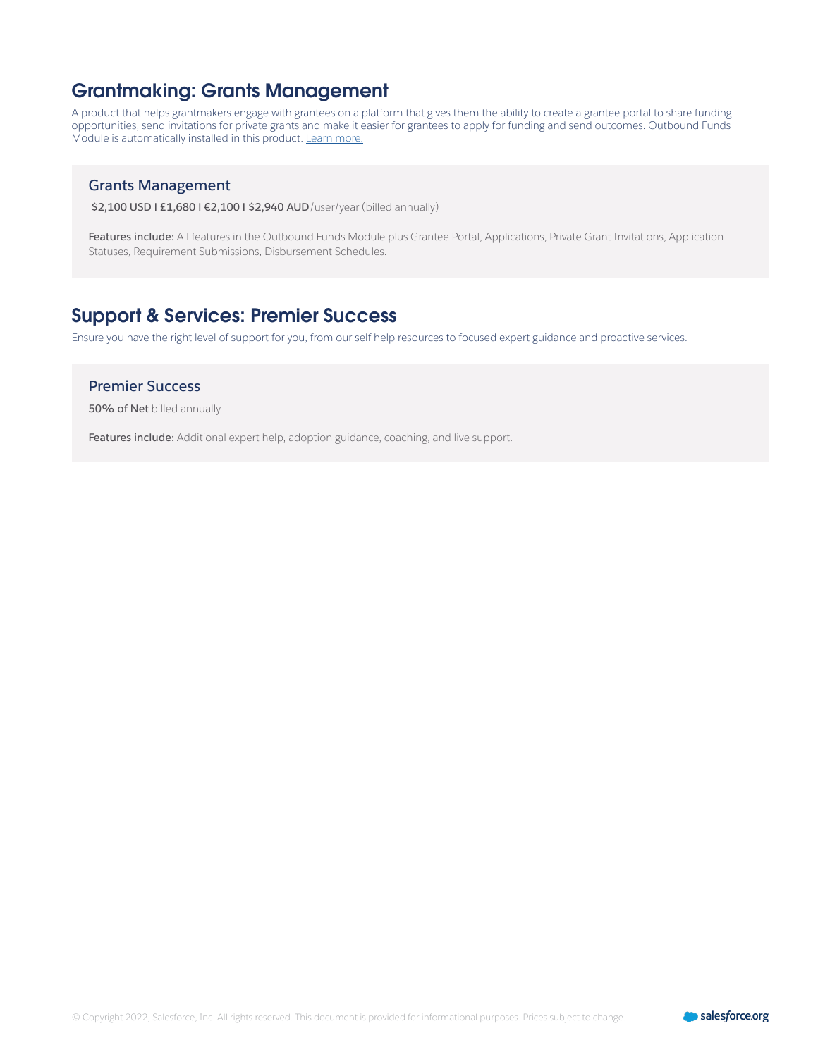## Grantmaking: Grants Management

A product that helps grantmakers engage with grantees on a platform that gives them the ability to create a grantee portal to share funding opportunities, send invitations for private grants and make it easier for grantees to apply for funding and send outcomes. Outbound Funds Module is automatically installed in this product. Learn more.

### Grants Management

**$2,100 USD I £1,680 I €2,100 I $2,940 AUD**/user/year (billed annually)

**Features include:** All features in the Outbound Funds Module plus Grantee Portal, Applications, Private Grant Invitations, Application Statuses, Requirement Submissions, Disbursement Schedules.

## Support & Services: Premier Success

Ensure you have the right level of support for you, from our self help resources to focused expert guidance and proactive services.

### Premier Success

**50% of Net** billed annually

**Features include:** Additional expert help, adoption guidance, coaching, and live support.

© Copyright 2022, Salesforce, Inc. All rights reserved. This document is provided for informational purposes. Prices subject to change.